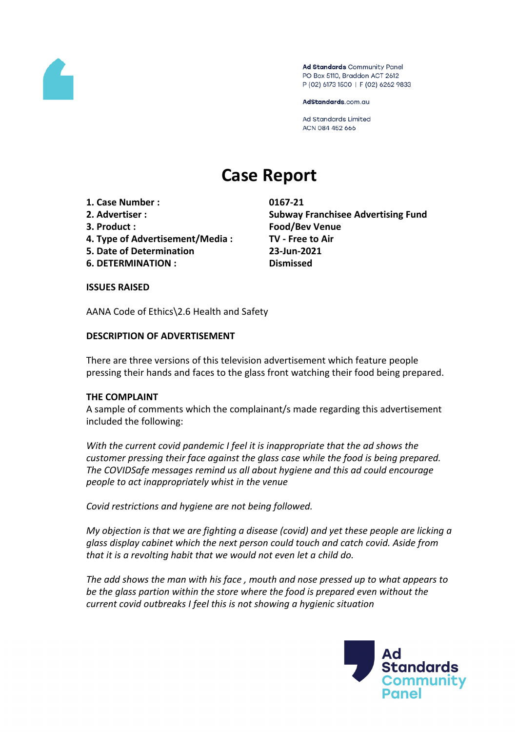Ad Standards Community Panel
PO Box 5110, Braddon ACT 2612
P (02) 6173 1500 | F (02) 6262 9833

AdStandards.com.au

Ad Standards Limited
ACN 084 452 666

# Case Report

| | |
|---|---|
| **1. Case Number :** | **0167-21** |
| **2. Advertiser :** | **Subway Franchisee Advertising Fund** |
| **3. Product :** | **Food/Bev Venue** |
| **4. Type of Advertisement/Media :** | **TV - Free to Air** |
| **5. Date of Determination** | **23-Jun-2021** |
| **6. DETERMINATION :** | **Dismissed** |

**ISSUES RAISED**

AANA Code of Ethics\2.6 Health and Safety

**DESCRIPTION OF ADVERTISEMENT**

There are three versions of this television advertisement which feature people pressing their hands and faces to the glass front watching their food being prepared.

**THE COMPLAINT**

A sample of comments which the complainant/s made regarding this advertisement included the following:

*With the current covid pandemic I feel it is inappropriate that the ad shows the customer pressing their face against the glass case while the food is being prepared. The COVIDSafe messages remind us all about hygiene and this ad could encourage people to act inappropriately whist in the venue*

*Covid restrictions and hygiene are not being followed.*

*My objection is that we are fighting a disease (covid) and yet these people are licking a glass display cabinet which the next person could touch and catch covid. Aside from that it is a revolting habit that we would not even let a child do.*

*The add shows the man with his face , mouth and nose pressed up to what appears to be the glass partion within the store where the food is prepared even without the current covid outbreaks I feel this is not showing a hygienic situation*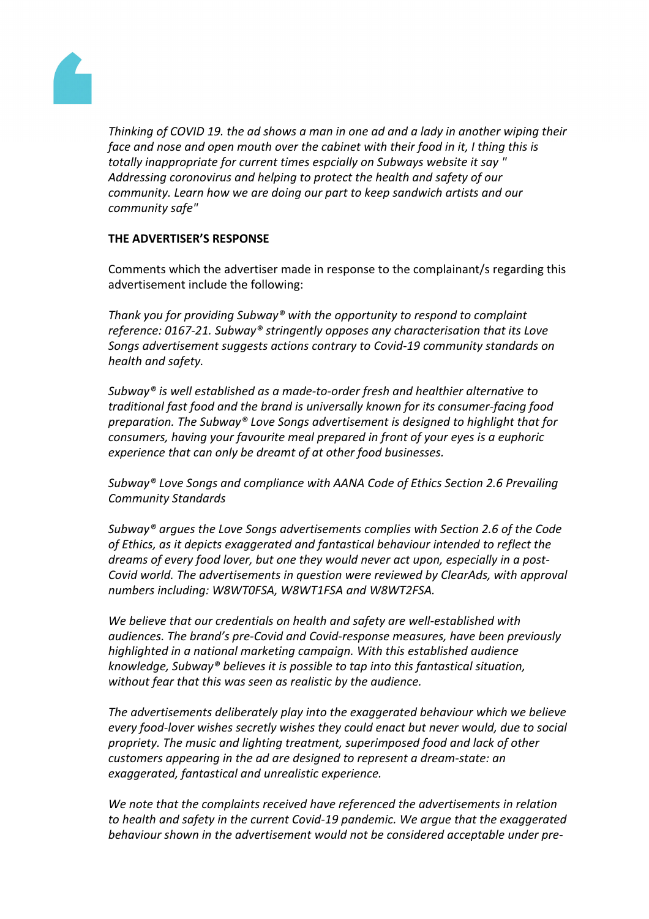*Thinking of COVID 19. the ad shows a man in one ad and a lady in another wiping their face and nose and open mouth over the cabinet with their food in it, I thing this is totally inappropriate for current times espcially on Subways website it say " Addressing coronovirus and helping to protect the health and safety of our community. Learn how we are doing our part to keep sandwich artists and our community safe"*

**THE ADVERTISER'S RESPONSE**

Comments which the advertiser made in response to the complainant/s regarding this advertisement include the following:

*Thank you for providing Subway® with the opportunity to respond to complaint reference: 0167-21. Subway® stringently opposes any characterisation that its Love Songs advertisement suggests actions contrary to Covid-19 community standards on health and safety.*

*Subway® is well established as a made-to-order fresh and healthier alternative to traditional fast food and the brand is universally known for its consumer-facing food preparation. The Subway® Love Songs advertisement is designed to highlight that for consumers, having your favourite meal prepared in front of your eyes is a euphoric experience that can only be dreamt of at other food businesses.*

*Subway® Love Songs and compliance with AANA Code of Ethics Section 2.6 Prevailing Community Standards*

*Subway® argues the Love Songs advertisements complies with Section 2.6 of the Code of Ethics, as it depicts exaggerated and fantastical behaviour intended to reflect the dreams of every food lover, but one they would never act upon, especially in a post-Covid world. The advertisements in question were reviewed by ClearAds, with approval numbers including: W8WT0FSA, W8WT1FSA and W8WT2FSA.*

*We believe that our credentials on health and safety are well-established with audiences. The brand's pre-Covid and Covid-response measures, have been previously highlighted in a national marketing campaign. With this established audience knowledge, Subway® believes it is possible to tap into this fantastical situation, without fear that this was seen as realistic by the audience.*

*The advertisements deliberately play into the exaggerated behaviour which we believe every food-lover wishes secretly wishes they could enact but never would, due to social propriety. The music and lighting treatment, superimposed food and lack of other customers appearing in the ad are designed to represent a dream-state: an exaggerated, fantastical and unrealistic experience.*

*We note that the complaints received have referenced the advertisements in relation to health and safety in the current Covid-19 pandemic. We argue that the exaggerated behaviour shown in the advertisement would not be considered acceptable under pre-*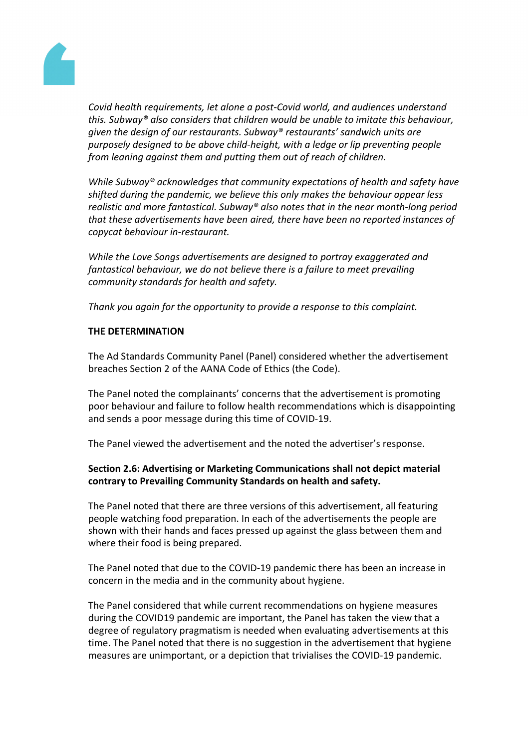*Covid health requirements, let alone a post-Covid world, and audiences understand this. Subway® also considers that children would be unable to imitate this behaviour, given the design of our restaurants. Subway® restaurants' sandwich units are purposely designed to be above child-height, with a ledge or lip preventing people from leaning against them and putting them out of reach of children.*

*While Subway® acknowledges that community expectations of health and safety have shifted during the pandemic, we believe this only makes the behaviour appear less realistic and more fantastical. Subway® also notes that in the near month-long period that these advertisements have been aired, there have been no reported instances of copycat behaviour in-restaurant.*

*While the Love Songs advertisements are designed to portray exaggerated and fantastical behaviour, we do not believe there is a failure to meet prevailing community standards for health and safety.*

*Thank you again for the opportunity to provide a response to this complaint.*

**THE DETERMINATION**

The Ad Standards Community Panel (Panel) considered whether the advertisement breaches Section 2 of the AANA Code of Ethics (the Code).

The Panel noted the complainants' concerns that the advertisement is promoting poor behaviour and failure to follow health recommendations which is disappointing and sends a poor message during this time of COVID-19.

The Panel viewed the advertisement and the noted the advertiser's response.

**Section 2.6: Advertising or Marketing Communications shall not depict material contrary to Prevailing Community Standards on health and safety.**

The Panel noted that there are three versions of this advertisement, all featuring people watching food preparation. In each of the advertisements the people are shown with their hands and faces pressed up against the glass between them and where their food is being prepared.

The Panel noted that due to the COVID-19 pandemic there has been an increase in concern in the media and in the community about hygiene.

The Panel considered that while current recommendations on hygiene measures during the COVID19 pandemic are important, the Panel has taken the view that a degree of regulatory pragmatism is needed when evaluating advertisements at this time. The Panel noted that there is no suggestion in the advertisement that hygiene measures are unimportant, or a depiction that trivialises the COVID-19 pandemic.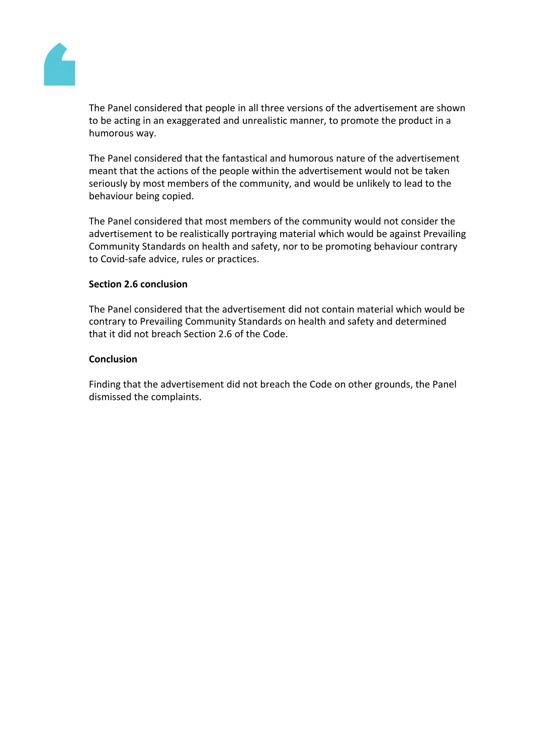The Panel considered that people in all three versions of the advertisement are shown to be acting in an exaggerated and unrealistic manner, to promote the product in a humorous way.

The Panel considered that the fantastical and humorous nature of the advertisement meant that the actions of the people within the advertisement would not be taken seriously by most members of the community, and would be unlikely to lead to the behaviour being copied.

The Panel considered that most members of the community would not consider the advertisement to be realistically portraying material which would be against Prevailing Community Standards on health and safety, nor to be promoting behaviour contrary to Covid-safe advice, rules or practices.

**Section 2.6 conclusion**

The Panel considered that the advertisement did not contain material which would be contrary to Prevailing Community Standards on health and safety and determined that it did not breach Section 2.6 of the Code.

**Conclusion**

Finding that the advertisement did not breach the Code on other grounds, the Panel dismissed the complaints.